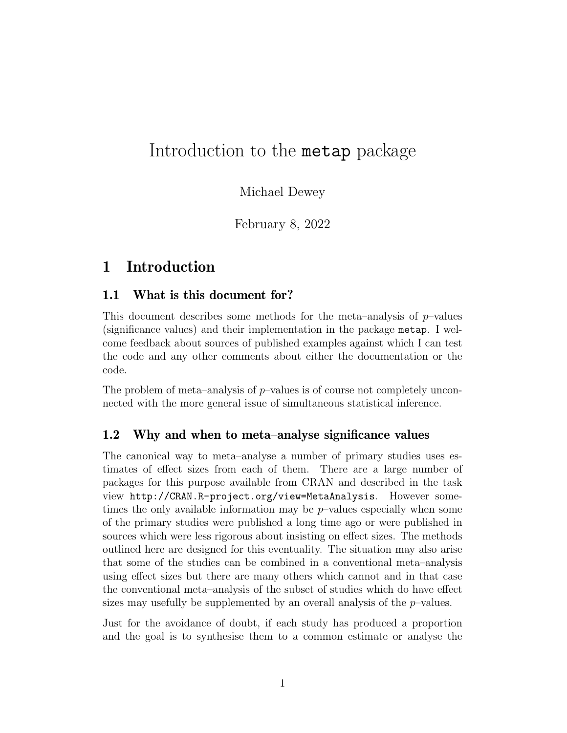# Introduction to the `metap` package

Michael Dewey

February 8, 2022

## 1 Introduction

### 1.1 What is this document for?

This document describes some methods for the meta–analysis of $p$–values (significance values) and their implementation in the package `metap`. I welcome feedback about sources of published examples against which I can test the code and any other comments about either the documentation or the code.

The problem of meta–analysis of $p$–values is of course not completely unconnected with the more general issue of simultaneous statistical inference.

### 1.2 Why and when to meta–analyse significance values

The canonical way to meta–analyse a number of primary studies uses estimates of effect sizes from each of them. There are a large number of packages for this purpose available from CRAN and described in the task view `http://CRAN.R-project.org/view=MetaAnalysis`. However sometimes the only available information may be $p$–values especially when some of the primary studies were published a long time ago or were published in sources which were less rigorous about insisting on effect sizes. The methods outlined here are designed for this eventuality. The situation may also arise that some of the studies can be combined in a conventional meta–analysis using effect sizes but there are many others which cannot and in that case the conventional meta–analysis of the subset of studies which do have effect sizes may usefully be supplemented by an overall analysis of the $p$–values.

Just for the avoidance of doubt, if each study has produced a proportion and the goal is to synthesise them to a common estimate or analyse the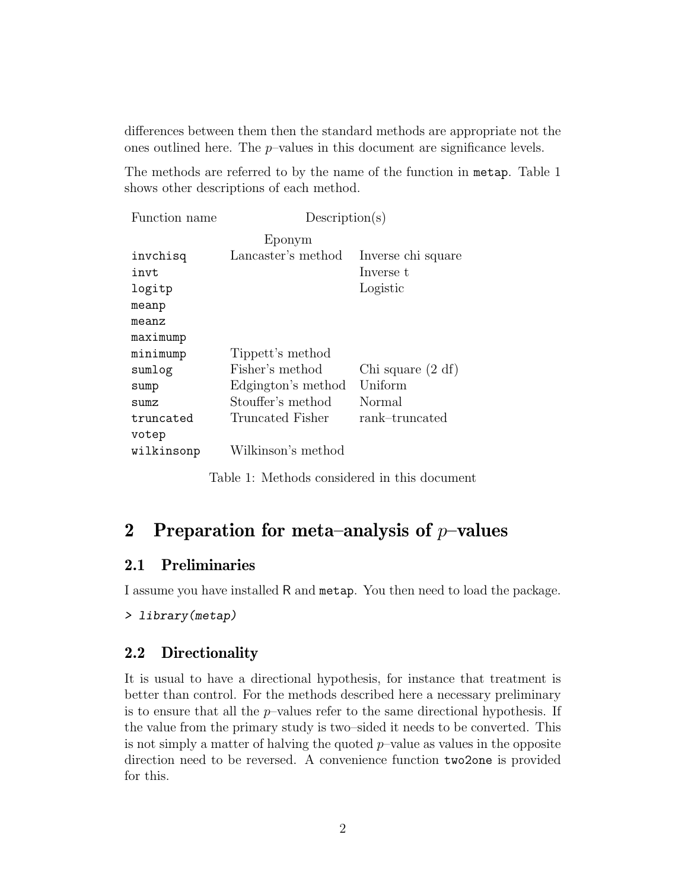differences between them then the standard methods are appropriate not the ones outlined here. The $p$–values in this document are significance levels.

The methods are referred to by the name of the function in `metap`. Table 1 shows other descriptions of each method.

| Function name | Description(s) | |
|---|---|---|
| | Eponym | |
| `invchisq` | Lancaster's method | Inverse chi square |
| `invt` | | Inverse t |
| `logitp` | | Logistic |
| `meanp` | | |
| `meanz` | | |
| `maximump` | | |
| `minimump` | Tippett's method | |
| `sumlog` | Fisher's method | Chi square (2 df) |
| `sump` | Edgington's method | Uniform |
| `sumz` | Stouffer's method | Normal |
| `truncated` | Truncated Fisher | rank–truncated |
| `votep` | | |
| `wilkinsonp` | Wilkinson's method | |

Table 1: Methods considered in this document

## 2 Preparation for meta–analysis of $p$–values

### 2.1 Preliminaries

I assume you have installed R and `metap`. You then need to load the package.

```
> library(metap)
```

### 2.2 Directionality

It is usual to have a directional hypothesis, for instance that treatment is better than control. For the methods described here a necessary preliminary is to ensure that all the $p$–values refer to the same directional hypothesis. If the value from the primary study is two–sided it needs to be converted. This is not simply a matter of halving the quoted $p$–value as values in the opposite direction need to be reversed. A convenience function `two2one` is provided for this.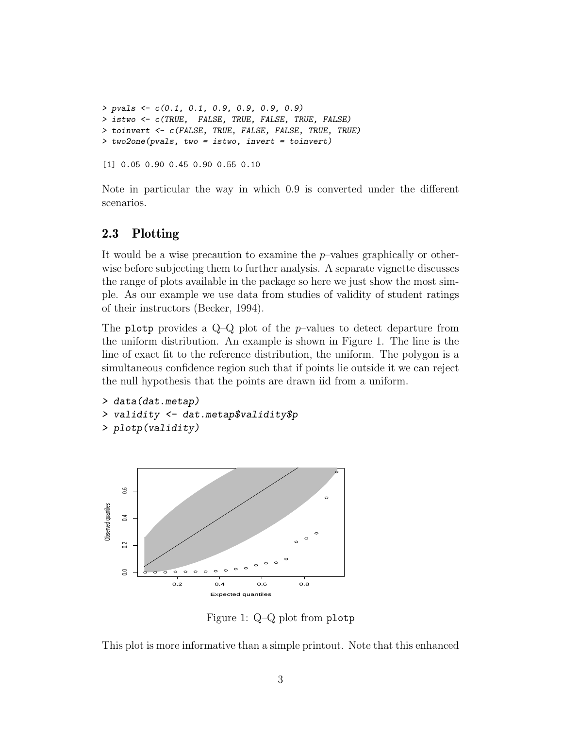```
> pvals <- c(0.1, 0.1, 0.9, 0.9, 0.9, 0.9)
> istwo <- c(TRUE,  FALSE, TRUE, FALSE, TRUE, FALSE)
> toinvert <- c(FALSE, TRUE, FALSE, FALSE, TRUE, TRUE)
> two2one(pvals, two = istwo, invert = toinvert)

[1] 0.05 0.90 0.45 0.90 0.55 0.10
```

Note in particular the way in which 0.9 is converted under the different scenarios.

## 2.3 Plotting

It would be a wise precaution to examine the $p$–values graphically or otherwise before subjecting them to further analysis. A separate vignette discusses the range of plots available in the package so here we just show the most simple. As our example we use data from studies of validity of student ratings of their instructors (Becker, 1994).

The `plotp` provides a Q–Q plot of the $p$–values to detect departure from the uniform distribution. An example is shown in Figure 1. The line is the line of exact fit to the reference distribution, the uniform. The polygon is a simultaneous confidence region such that if points lie outside it we can reject the null hypothesis that the points are drawn iid from a uniform.

```
> data(dat.metap)
> validity <- dat.metap$validity$p
> plotp(validity)
```

Figure 1: Q–Q plot from `plotp`

This plot is more informative than a simple printout. Note that this enhanced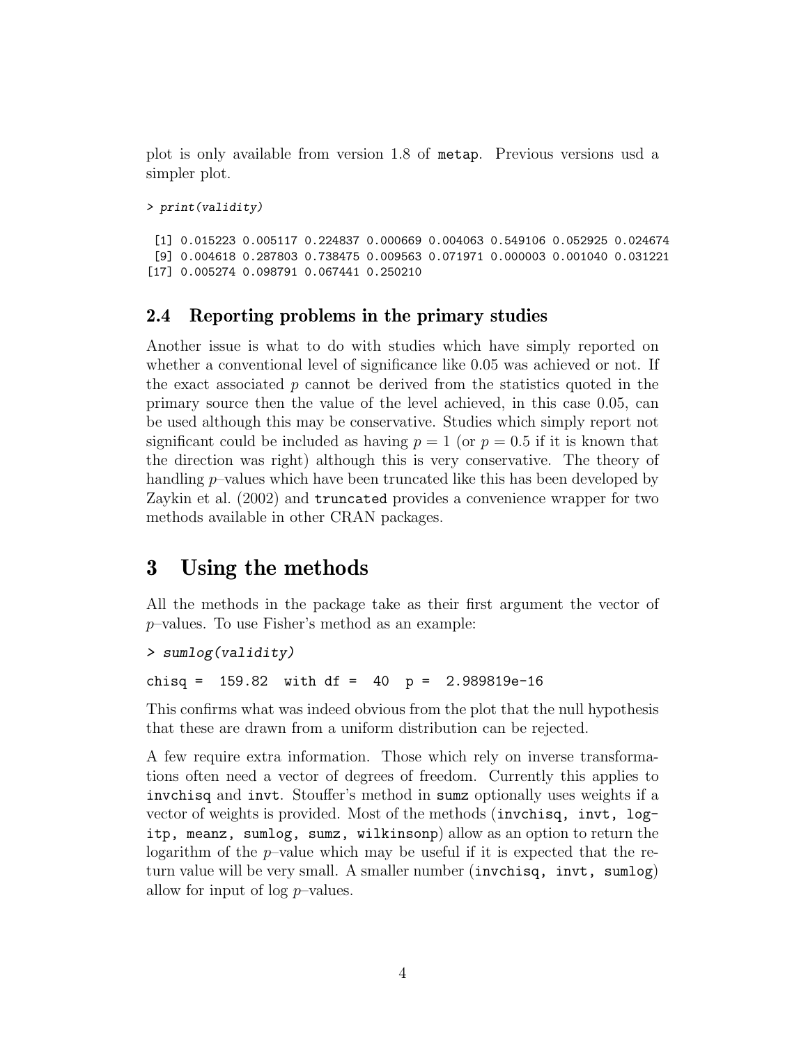plot is only available from version 1.8 of `metap`. Previous versions usd a simpler plot.

```
> print(validity)

 [1] 0.015223 0.005117 0.224837 0.000669 0.004063 0.549106 0.052925 0.024674
 [9] 0.004618 0.287803 0.738475 0.009563 0.071971 0.000003 0.001040 0.031221
[17] 0.005274 0.098791 0.067441 0.250210
```

### 2.4 Reporting problems in the primary studies

Another issue is what to do with studies which have simply reported on whether a conventional level of significance like 0.05 was achieved or not. If the exact associated $p$ cannot be derived from the statistics quoted in the primary source then the value of the level achieved, in this case 0.05, can be used although this may be conservative. Studies which simply report not significant could be included as having $p = 1$ (or $p = 0.5$ if it is known that the direction was right) although this is very conservative. The theory of handling $p$–values which have been truncated like this has been developed by Zaykin et al. (2002) and `truncated` provides a convenience wrapper for two methods available in other CRAN packages.

## 3 Using the methods

All the methods in the package take as their first argument the vector of $p$–values. To use Fisher's method as an example:

```
> sumlog(validity)

chisq =  159.82  with df =  40  p =  2.989819e-16
```

This confirms what was indeed obvious from the plot that the null hypothesis that these are drawn from a uniform distribution can be rejected.

A few require extra information. Those which rely on inverse transformations often need a vector of degrees of freedom. Currently this applies to `invchisq` and `invt`. Stouffer's method in `sumz` optionally uses weights if a vector of weights is provided. Most of the methods (`invchisq, invt, logitp, meanz, sumlog, sumz, wilkinsonp`) allow as an option to return the logarithm of the $p$–value which may be useful if it is expected that the return value will be very small. A smaller number (`invchisq, invt, sumlog`) allow for input of log $p$–values.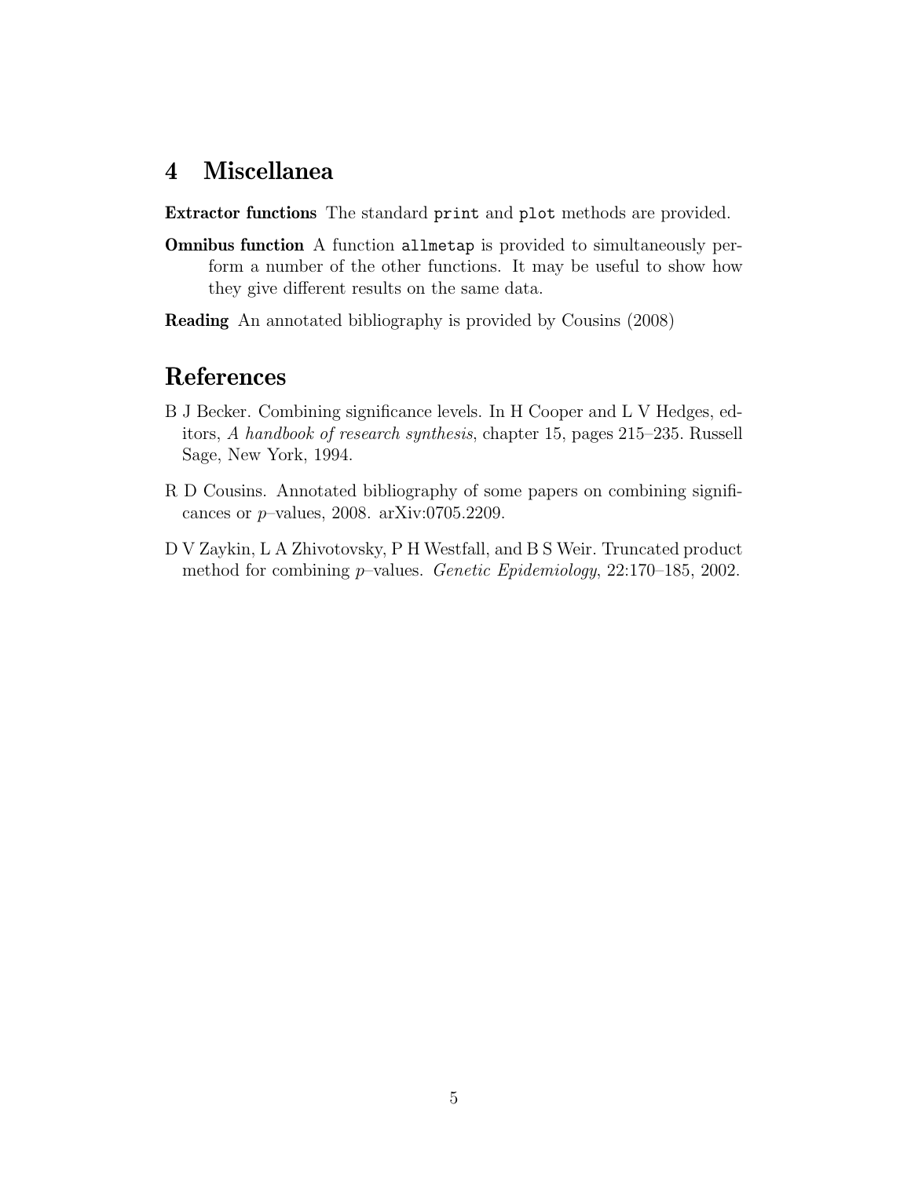## 4 Miscellanea

**Extractor functions** The standard `print` and `plot` methods are provided.

**Omnibus function** A function `allmetap` is provided to simultaneously perform a number of the other functions. It may be useful to show how they give different results on the same data.

**Reading** An annotated bibliography is provided by Cousins (2008)

## References

B J Becker. Combining significance levels. In H Cooper and L V Hedges, editors, *A handbook of research synthesis*, chapter 15, pages 215–235. Russell Sage, New York, 1994.

R D Cousins. Annotated bibliography of some papers on combining significances or $p$–values, 2008. arXiv:0705.2209.

D V Zaykin, L A Zhivotovsky, P H Westfall, and B S Weir. Truncated product method for combining $p$–values. *Genetic Epidemiology*, 22:170–185, 2002.